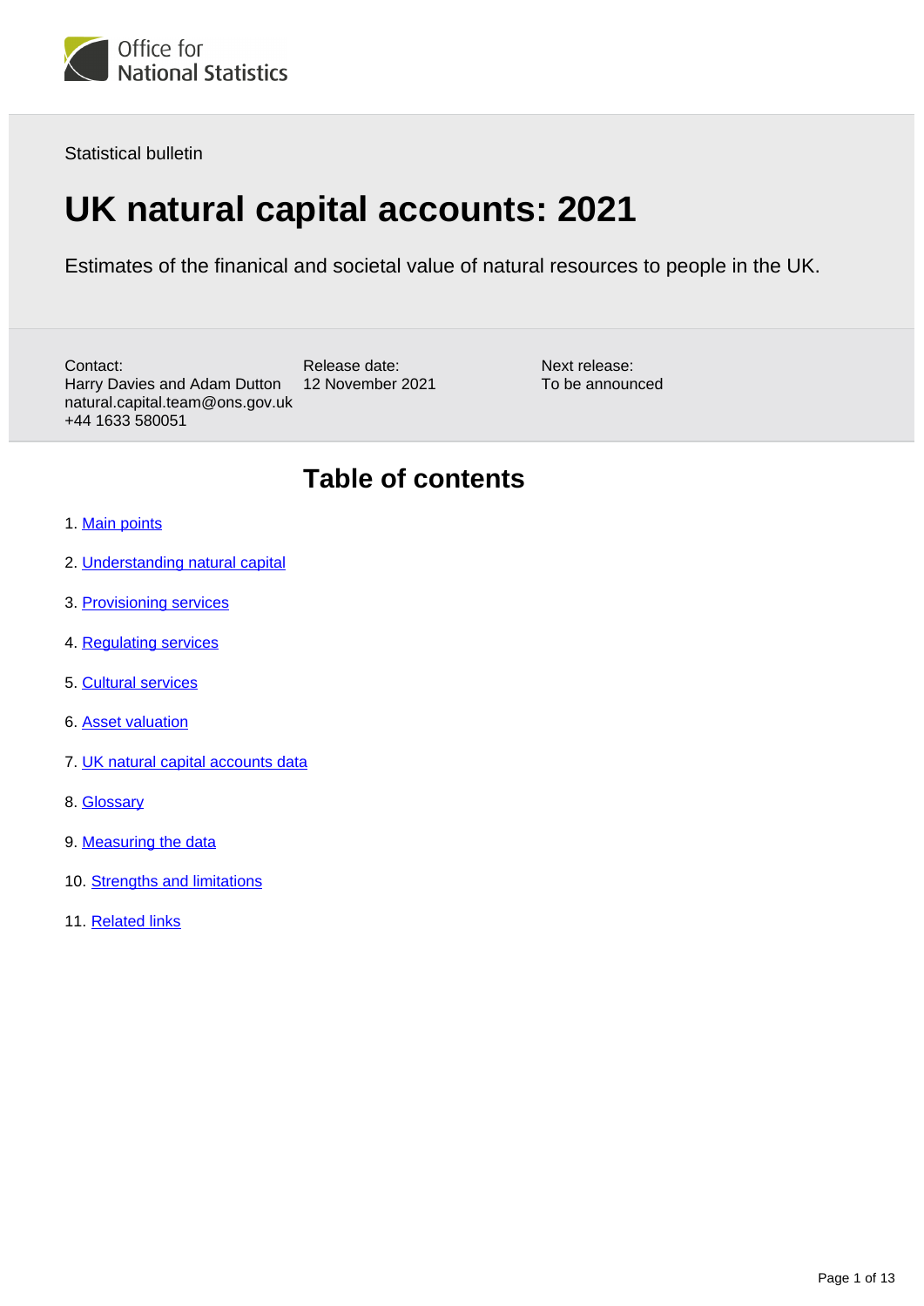Office for National Statistics

Statistical bulletin

# UK natural capital accounts: 2021

Estimates of the finanical and societal value of natural resources to people in the UK.

Contact:
Harry Davies and Adam Dutton
natural.capital.team@ons.gov.uk
+44 1633 580051

Release date:
12 November 2021

Next release:
To be announced

## Table of contents

1. Main points
2. Understanding natural capital
3. Provisioning services
4. Regulating services
5. Cultural services
6. Asset valuation
7. UK natural capital accounts data
8. Glossary
9. Measuring the data
10. Strengths and limitations
11. Related links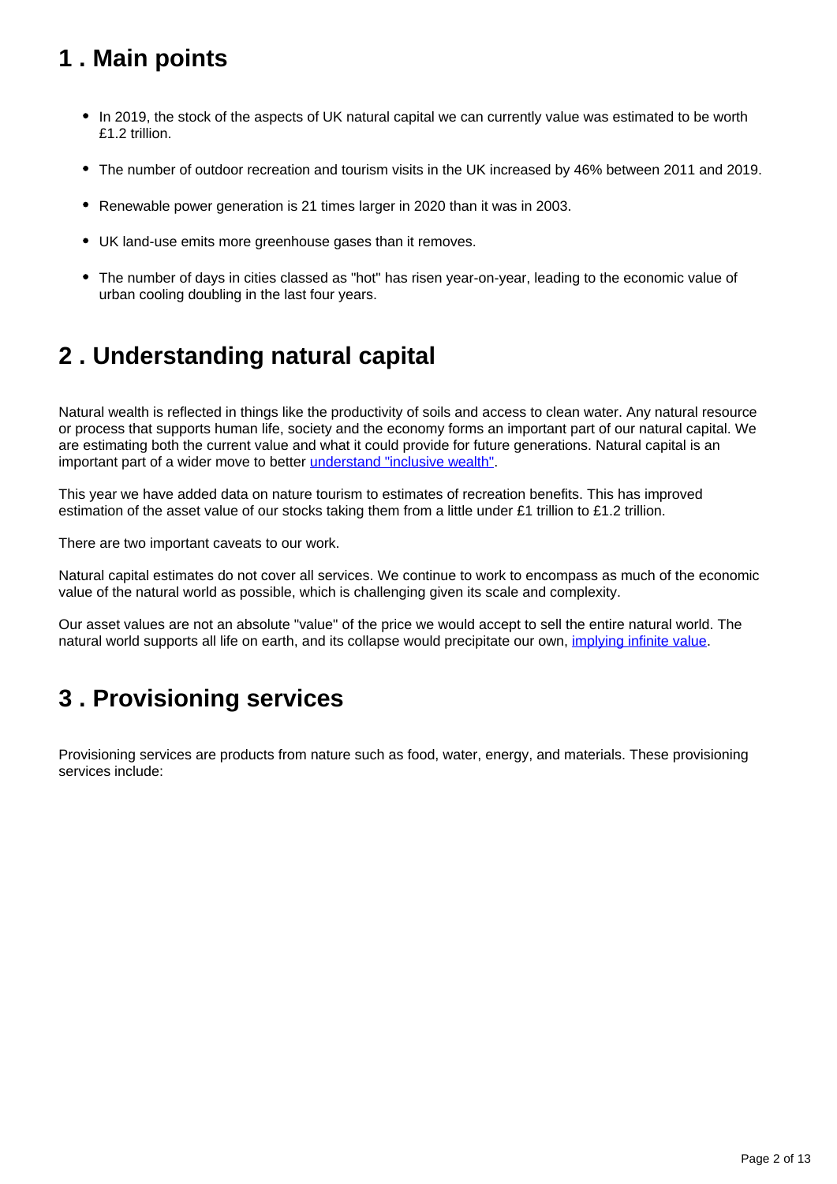## 1 . Main points

- In 2019, the stock of the aspects of UK natural capital we can currently value was estimated to be worth £1.2 trillion.
- The number of outdoor recreation and tourism visits in the UK increased by 46% between 2011 and 2019.
- Renewable power generation is 21 times larger in 2020 than it was in 2003.
- UK land-use emits more greenhouse gases than it removes.
- The number of days in cities classed as "hot" has risen year-on-year, leading to the economic value of urban cooling doubling in the last four years.

## 2 . Understanding natural capital

Natural wealth is reflected in things like the productivity of soils and access to clean water. Any natural resource or process that supports human life, society and the economy forms an important part of our natural capital. We are estimating both the current value and what it could provide for future generations. Natural capital is an important part of a wider move to better understand "inclusive wealth".

This year we have added data on nature tourism to estimates of recreation benefits. This has improved estimation of the asset value of our stocks taking them from a little under £1 trillion to £1.2 trillion.

There are two important caveats to our work.

Natural capital estimates do not cover all services. We continue to work to encompass as much of the economic value of the natural world as possible, which is challenging given its scale and complexity.

Our asset values are not an absolute "value" of the price we would accept to sell the entire natural world. The natural world supports all life on earth, and its collapse would precipitate our own, implying infinite value.

## 3 . Provisioning services

Provisioning services are products from nature such as food, water, energy, and materials. These provisioning services include: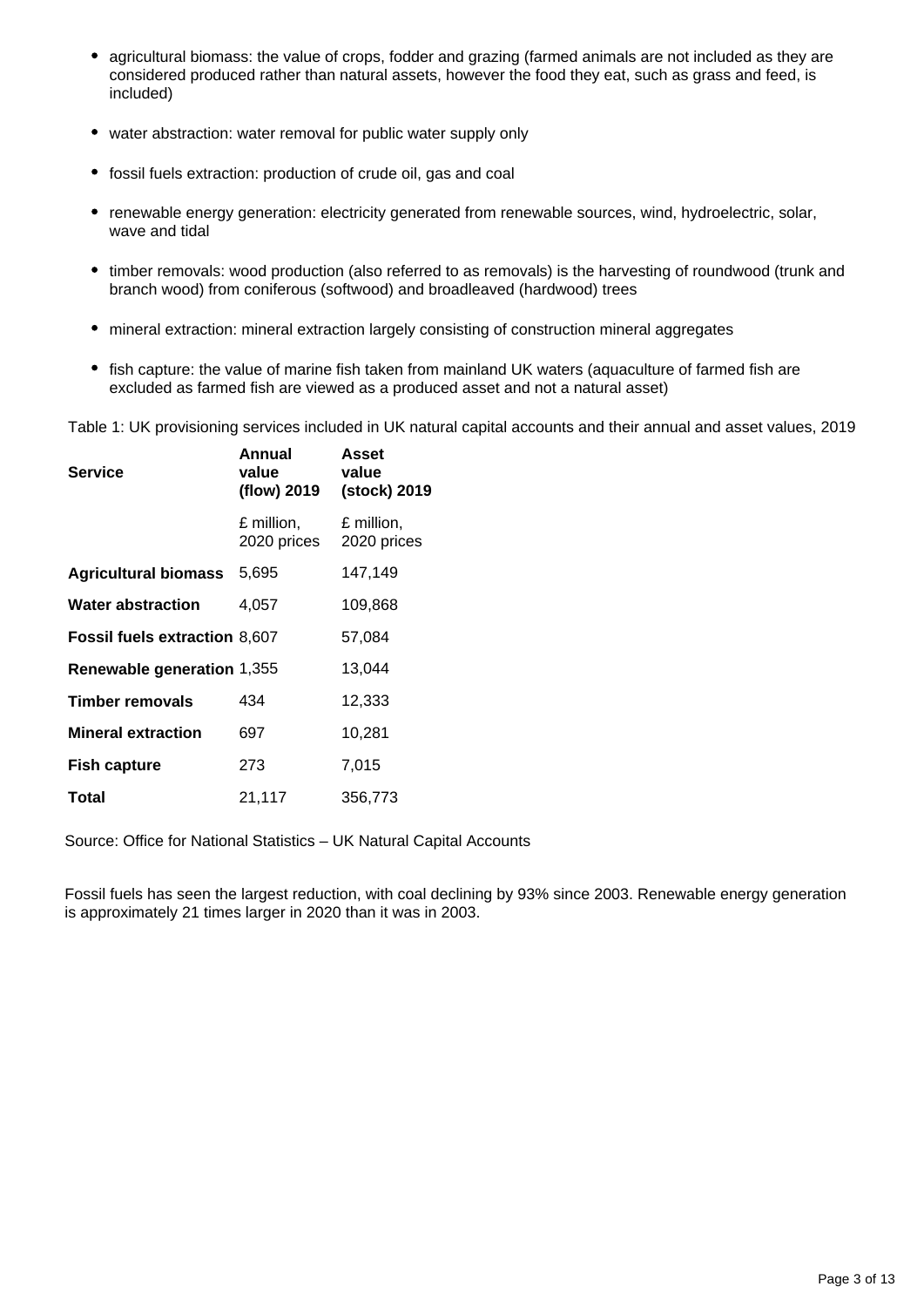- agricultural biomass: the value of crops, fodder and grazing (farmed animals are not included as they are considered produced rather than natural assets, however the food they eat, such as grass and feed, is included)
- water abstraction: water removal for public water supply only
- fossil fuels extraction: production of crude oil, gas and coal
- renewable energy generation: electricity generated from renewable sources, wind, hydroelectric, solar, wave and tidal
- timber removals: wood production (also referred to as removals) is the harvesting of roundwood (trunk and branch wood) from coniferous (softwood) and broadleaved (hardwood) trees
- mineral extraction: mineral extraction largely consisting of construction mineral aggregates
- fish capture: the value of marine fish taken from mainland UK waters (aquaculture of farmed fish are excluded as farmed fish are viewed as a produced asset and not a natural asset)

Table 1: UK provisioning services included in UK natural capital accounts and their annual and asset values, 2019

| Service | Annual value (flow) 2019 | Asset value (stock) 2019 |
|---|---|---|
| | £ million, 2020 prices | £ million, 2020 prices |
| **Agricultural biomass** | 5,695 | 147,149 |
| **Water abstraction** | 4,057 | 109,868 |
| **Fossil fuels extraction** | 8,607 | 57,084 |
| **Renewable generation** | 1,355 | 13,044 |
| **Timber removals** | 434 | 12,333 |
| **Mineral extraction** | 697 | 10,281 |
| **Fish capture** | 273 | 7,015 |
| **Total** | 21,117 | 356,773 |

Source: Office for National Statistics – UK Natural Capital Accounts

Fossil fuels has seen the largest reduction, with coal declining by 93% since 2003. Renewable energy generation is approximately 21 times larger in 2020 than it was in 2003.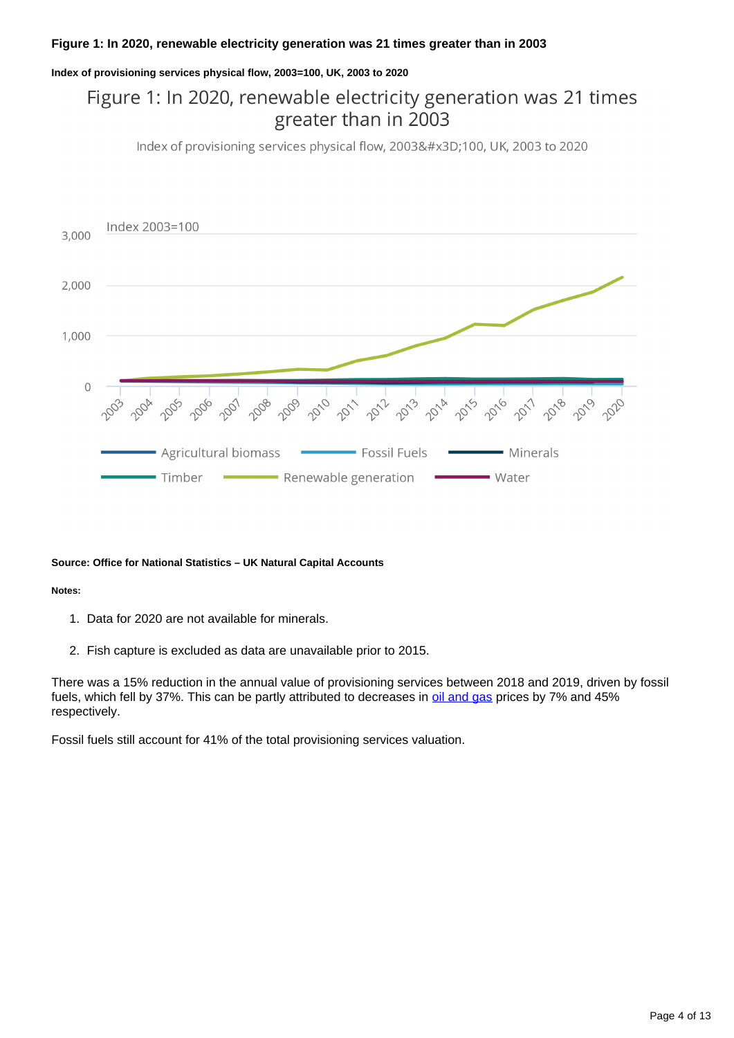**Figure 1: In 2020, renewable electricity generation was 21 times greater than in 2003**

**Index of provisioning services physical flow, 2003=100, UK, 2003 to 2020**

**Source: Office for National Statistics – UK Natural Capital Accounts**

**Notes:**

1. Data for 2020 are not available for minerals.
2. Fish capture is excluded as data are unavailable prior to 2015.

There was a 15% reduction in the annual value of provisioning services between 2018 and 2019, driven by fossil fuels, which fell by 37%. This can be partly attributed to decreases in oil and gas prices by 7% and 45% respectively.

Fossil fuels still account for 41% of the total provisioning services valuation.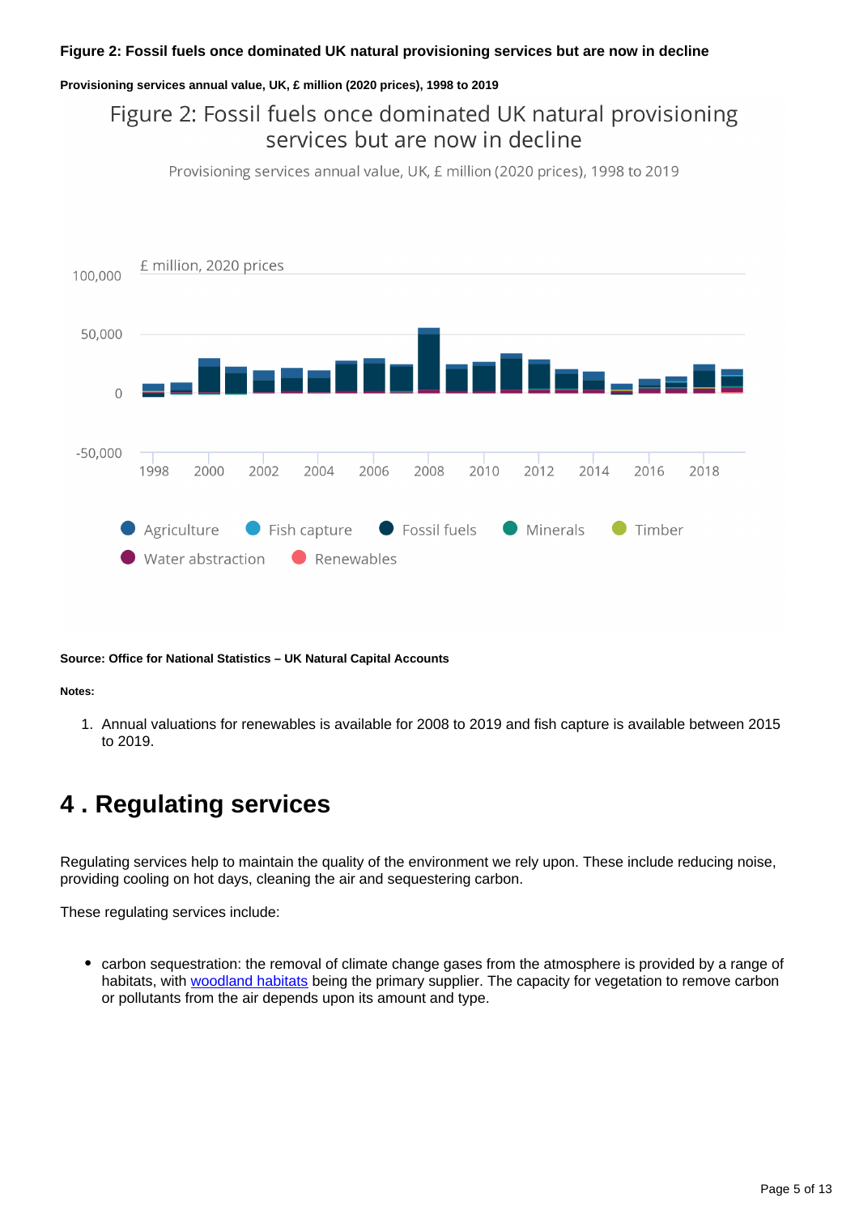**Figure 2: Fossil fuels once dominated UK natural provisioning services but are now in decline**

**Provisioning services annual value, UK, £ million (2020 prices), 1998 to 2019**

Figure 2: Fossil fuels once dominated UK natural provisioning services but are now in decline

Provisioning services annual value, UK, £ million (2020 prices), 1998 to 2019

**Source: Office for National Statistics – UK Natural Capital Accounts**

**Notes:**

1. Annual valuations for renewables is available for 2008 to 2019 and fish capture is available between 2015 to 2019.

## 4 . Regulating services

Regulating services help to maintain the quality of the environment we rely upon. These include reducing noise, providing cooling on hot days, cleaning the air and sequestering carbon.

These regulating services include:

- carbon sequestration: the removal of climate change gases from the atmosphere is provided by a range of habitats, with woodland habitats being the primary supplier. The capacity for vegetation to remove carbon or pollutants from the air depends upon its amount and type.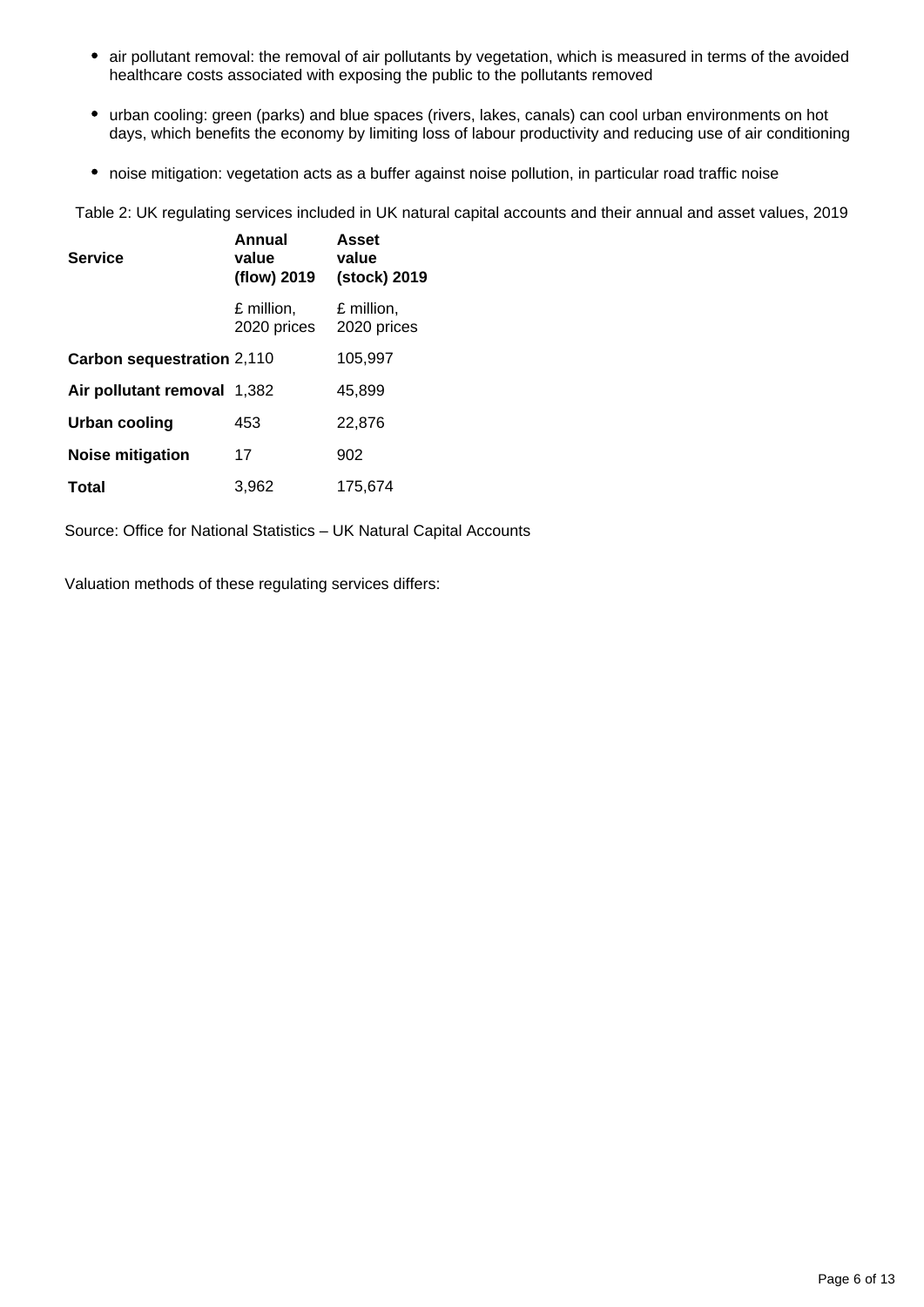- air pollutant removal: the removal of air pollutants by vegetation, which is measured in terms of the avoided healthcare costs associated with exposing the public to the pollutants removed

- urban cooling: green (parks) and blue spaces (rivers, lakes, canals) can cool urban environments on hot days, which benefits the economy by limiting loss of labour productivity and reducing use of air conditioning

- noise mitigation: vegetation acts as a buffer against noise pollution, in particular road traffic noise

Table 2: UK regulating services included in UK natural capital accounts and their annual and asset values, 2019

| Service | Annual value (flow) 2019 | Asset value (stock) 2019 |
|---|---|---|
| | £ million, 2020 prices | £ million, 2020 prices |
| **Carbon sequestration** | 2,110 | 105,997 |
| **Air pollutant removal** | 1,382 | 45,899 |
| **Urban cooling** | 453 | 22,876 |
| **Noise mitigation** | 17 | 902 |
| **Total** | 3,962 | 175,674 |

Source: Office for National Statistics – UK Natural Capital Accounts

Valuation methods of these regulating services differs: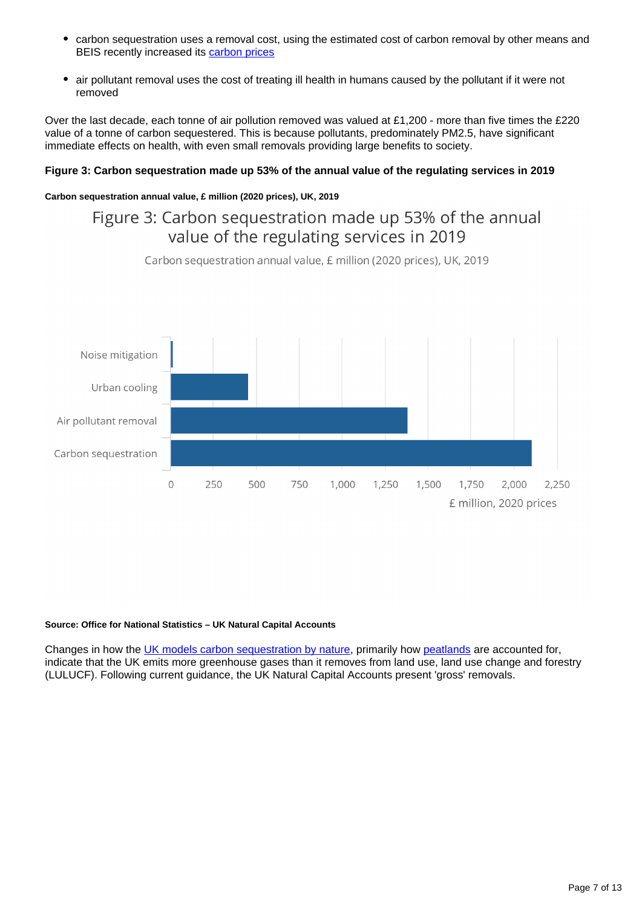- carbon sequestration uses a removal cost, using the estimated cost of carbon removal by other means and BEIS recently increased its carbon prices
- air pollutant removal uses the cost of treating ill health in humans caused by the pollutant if it were not removed

Over the last decade, each tonne of air pollution removed was valued at £1,200 - more than five times the £220 value of a tonne of carbon sequestered. This is because pollutants, predominately PM2.5, have significant immediate effects on health, with even small removals providing large benefits to society.

**Figure 3: Carbon sequestration made up 53% of the annual value of the regulating services in 2019**

**Carbon sequestration annual value, £ million (2020 prices), UK, 2019**

Figure 3: Carbon sequestration made up 53% of the annual value of the regulating services in 2019

Carbon sequestration annual value, £ million (2020 prices), UK, 2019

Noise mitigation

Urban cooling

Air pollutant removal

Carbon sequestration

0 250 500 750 1,000 1,250 1,500 1,750 2,000 2,250

£ million, 2020 prices

**Source: Office for National Statistics – UK Natural Capital Accounts**

Changes in how the UK models carbon sequestration by nature, primarily how peatlands are accounted for, indicate that the UK emits more greenhouse gases than it removes from land use, land use change and forestry (LULUCF). Following current guidance, the UK Natural Capital Accounts present 'gross' removals.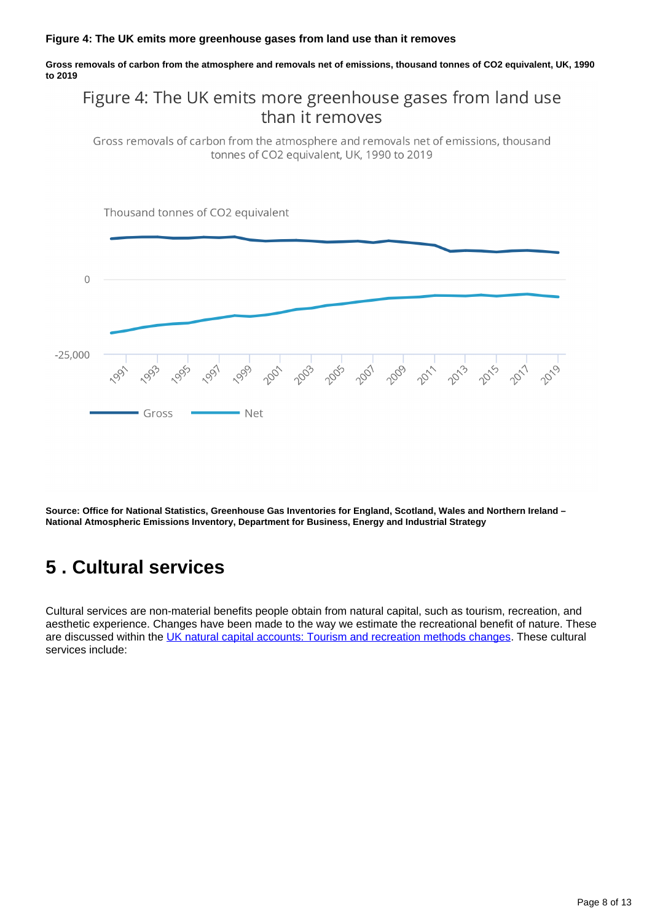**Figure 4: The UK emits more greenhouse gases from land use than it removes**

**Gross removals of carbon from the atmosphere and removals net of emissions, thousand tonnes of CO2 equivalent, UK, 1990 to 2019**

Figure 4: The UK emits more greenhouse gases from land use than it removes

Gross removals of carbon from the atmosphere and removals net of emissions, thousand tonnes of CO2 equivalent, UK, 1990 to 2019

Thousand tonnes of CO2 equivalent

0

-25,000

1991 1993 1995 1997 1999 2001 2003 2005 2007 2009 2011 2013 2015 2017 2019

Gross Net

**Source: Office for National Statistics, Greenhouse Gas Inventories for England, Scotland, Wales and Northern Ireland – National Atmospheric Emissions Inventory, Department for Business, Energy and Industrial Strategy**

## 5 . Cultural services

Cultural services are non-material benefits people obtain from natural capital, such as tourism, recreation, and aesthetic experience. Changes have been made to the way we estimate the recreational benefit of nature. These are discussed within the UK natural capital accounts: Tourism and recreation methods changes. These cultural services include: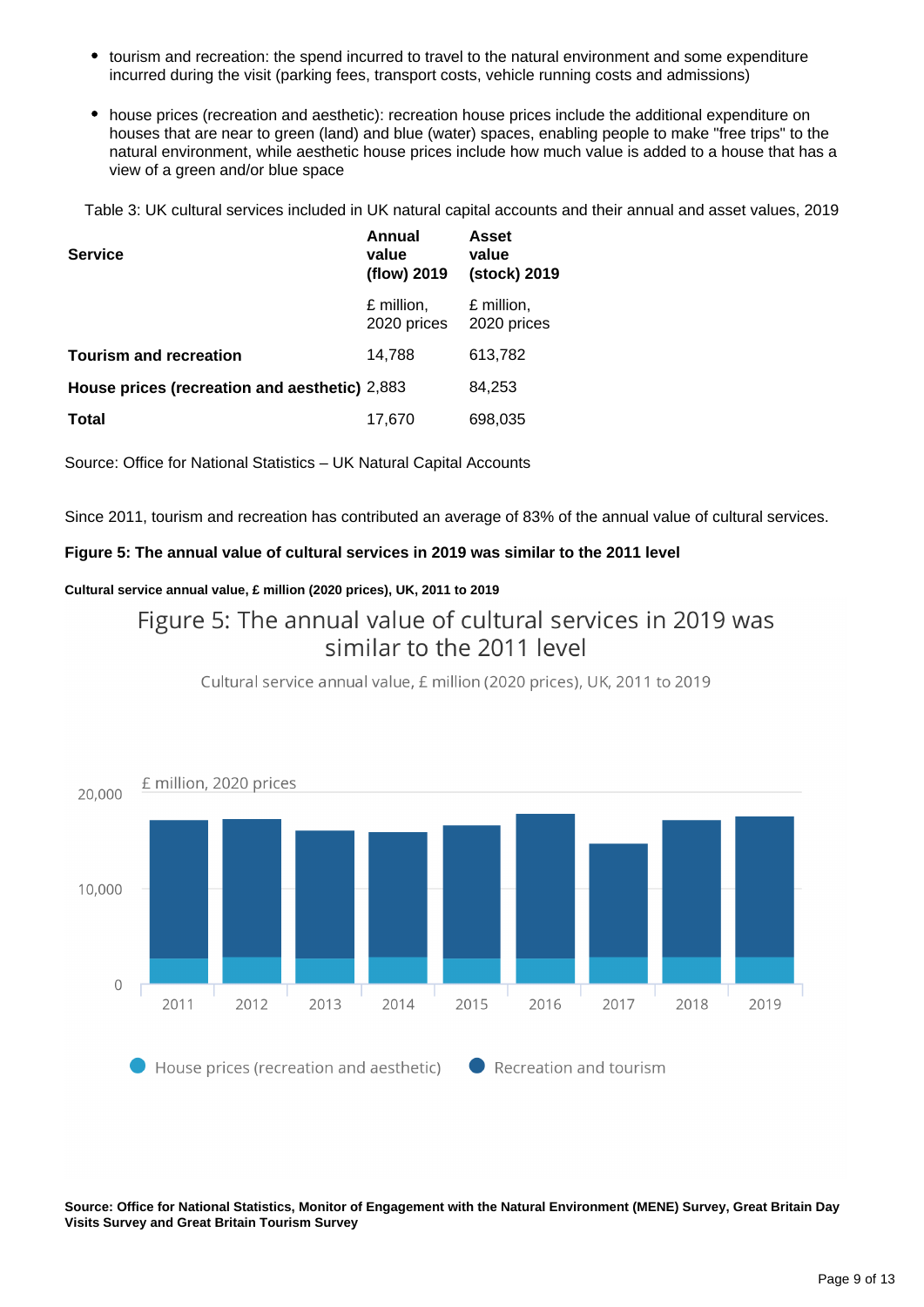- tourism and recreation: the spend incurred to travel to the natural environment and some expenditure incurred during the visit (parking fees, transport costs, vehicle running costs and admissions)

- house prices (recreation and aesthetic): recreation house prices include the additional expenditure on houses that are near to green (land) and blue (water) spaces, enabling people to make "free trips" to the natural environment, while aesthetic house prices include how much value is added to a house that has a view of a green and/or blue space

Table 3: UK cultural services included in UK natural capital accounts and their annual and asset values, 2019

| Service | Annual value (flow) 2019 | Asset value (stock) 2019 |
|---|---|---|
| | £ million, 2020 prices | £ million, 2020 prices |
| **Tourism and recreation** | 14,788 | 613,782 |
| **House prices (recreation and aesthetic)** | 2,883 | 84,253 |
| **Total** | 17,670 | 698,035 |

Source: Office for National Statistics – UK Natural Capital Accounts

Since 2011, tourism and recreation has contributed an average of 83% of the annual value of cultural services.

**Figure 5: The annual value of cultural services in 2019 was similar to the 2011 level**

**Cultural service annual value, £ million (2020 prices), UK, 2011 to 2019**

**Source: Office for National Statistics, Monitor of Engagement with the Natural Environment (MENE) Survey, Great Britain Day Visits Survey and Great Britain Tourism Survey**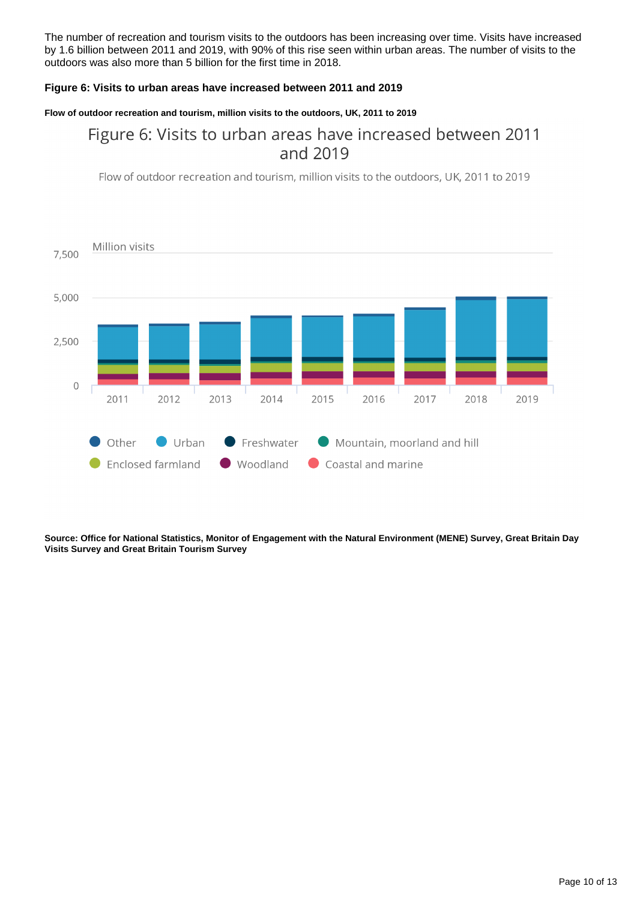The number of recreation and tourism visits to the outdoors has been increasing over time. Visits have increased by 1.6 billion between 2011 and 2019, with 90% of this rise seen within urban areas. The number of visits to the outdoors was also more than 5 billion for the first time in 2018.

**Figure 6: Visits to urban areas have increased between 2011 and 2019**

**Flow of outdoor recreation and tourism, million visits to the outdoors, UK, 2011 to 2019**

**Source: Office for National Statistics, Monitor of Engagement with the Natural Environment (MENE) Survey, Great Britain Day Visits Survey and Great Britain Tourism Survey**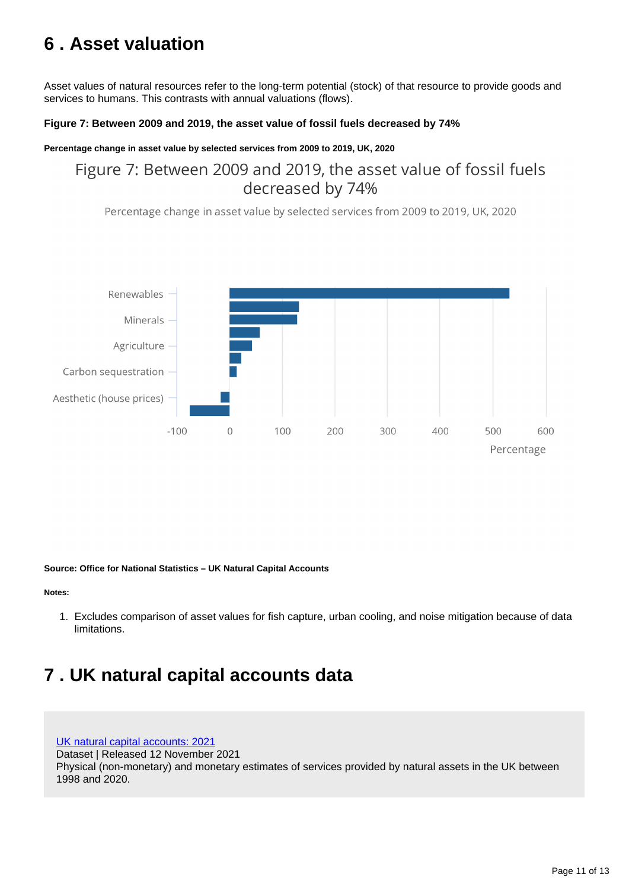## 6 . Asset valuation

Asset values of natural resources refer to the long-term potential (stock) of that resource to provide goods and services to humans. This contrasts with annual valuations (flows).

**Figure 7: Between 2009 and 2019, the asset value of fossil fuels decreased by 74%**

**Percentage change in asset value by selected services from 2009 to 2019, UK, 2020**

Figure 7: Between 2009 and 2019, the asset value of fossil fuels decreased by 74%

Percentage change in asset value by selected services from 2009 to 2019, UK, 2020

**Source: Office for National Statistics – UK Natural Capital Accounts**

**Notes:**

1. Excludes comparison of asset values for fish capture, urban cooling, and noise mitigation because of data limitations.

## 7 . UK natural capital accounts data

[UK natural capital accounts: 2021](#)
Dataset | Released 12 November 2021
Physical (non-monetary) and monetary estimates of services provided by natural assets in the UK between 1998 and 2020.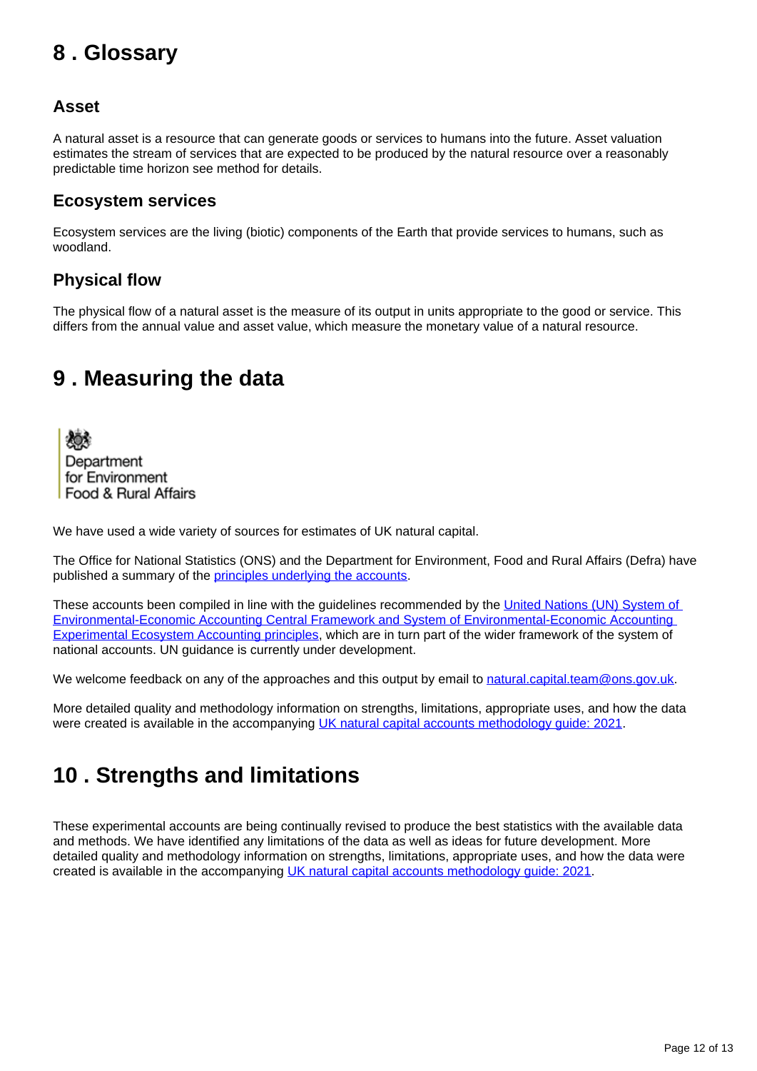## 8 . Glossary

### Asset

A natural asset is a resource that can generate goods or services to humans into the future. Asset valuation estimates the stream of services that are expected to be produced by the natural resource over a reasonably predictable time horizon see method for details.

### Ecosystem services

Ecosystem services are the living (biotic) components of the Earth that provide services to humans, such as woodland.

### Physical flow

The physical flow of a natural asset is the measure of its output in units appropriate to the good or service. This differs from the annual value and asset value, which measure the monetary value of a natural resource.

## 9 . Measuring the data

Department for Environment Food & Rural Affairs

We have used a wide variety of sources for estimates of UK natural capital.

The Office for National Statistics (ONS) and the Department for Environment, Food and Rural Affairs (Defra) have published a summary of the principles underlying the accounts.

These accounts been compiled in line with the guidelines recommended by the United Nations (UN) System of Environmental-Economic Accounting Central Framework and System of Environmental-Economic Accounting Experimental Ecosystem Accounting principles, which are in turn part of the wider framework of the system of national accounts. UN guidance is currently under development.

We welcome feedback on any of the approaches and this output by email to natural.capital.team@ons.gov.uk.

More detailed quality and methodology information on strengths, limitations, appropriate uses, and how the data were created is available in the accompanying UK natural capital accounts methodology guide: 2021.

## 10 . Strengths and limitations

These experimental accounts are being continually revised to produce the best statistics with the available data and methods. We have identified any limitations of the data as well as ideas for future development. More detailed quality and methodology information on strengths, limitations, appropriate uses, and how the data were created is available in the accompanying UK natural capital accounts methodology guide: 2021.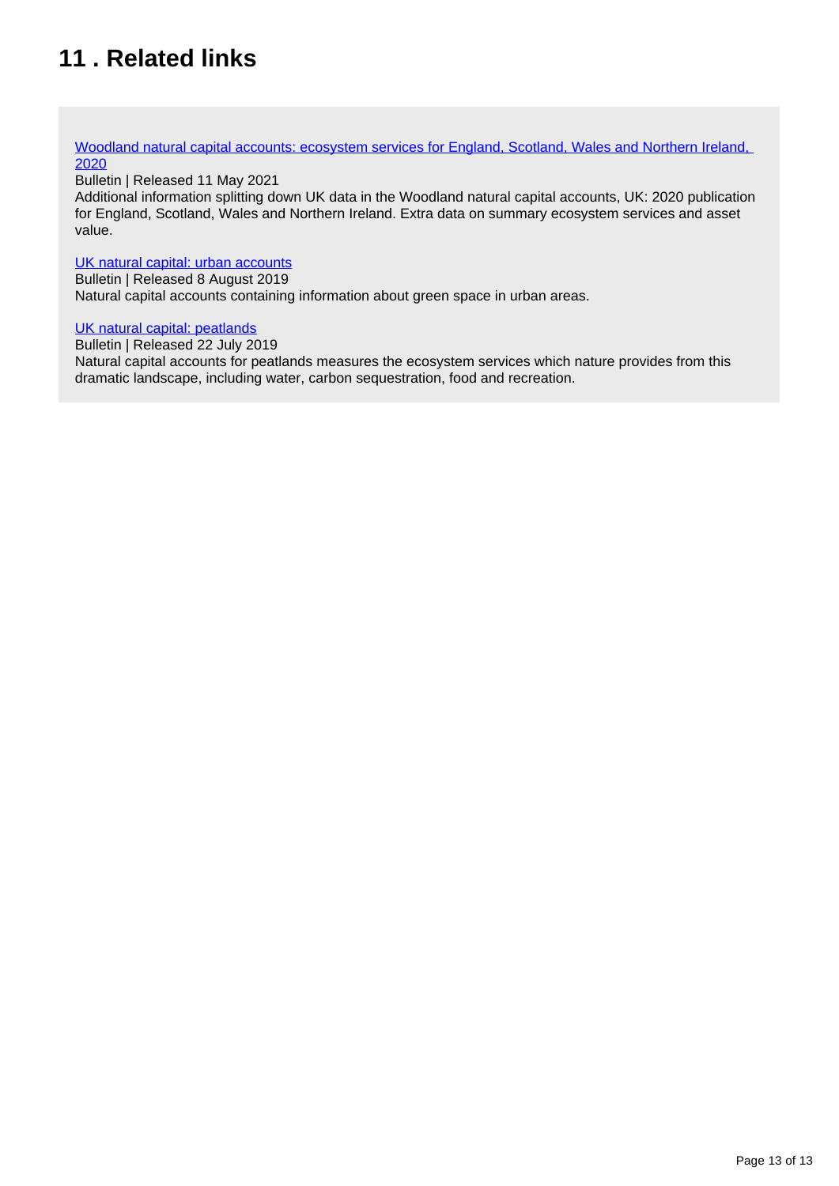## 11 . Related links

[Woodland natural capital accounts: ecosystem services for England, Scotland, Wales and Northern Ireland, 2020]
Bulletin | Released 11 May 2021
Additional information splitting down UK data in the Woodland natural capital accounts, UK: 2020 publication for England, Scotland, Wales and Northern Ireland. Extra data on summary ecosystem services and asset value.

[UK natural capital: urban accounts]
Bulletin | Released 8 August 2019
Natural capital accounts containing information about green space in urban areas.

[UK natural capital: peatlands]
Bulletin | Released 22 July 2019
Natural capital accounts for peatlands measures the ecosystem services which nature provides from this dramatic landscape, including water, carbon sequestration, food and recreation.